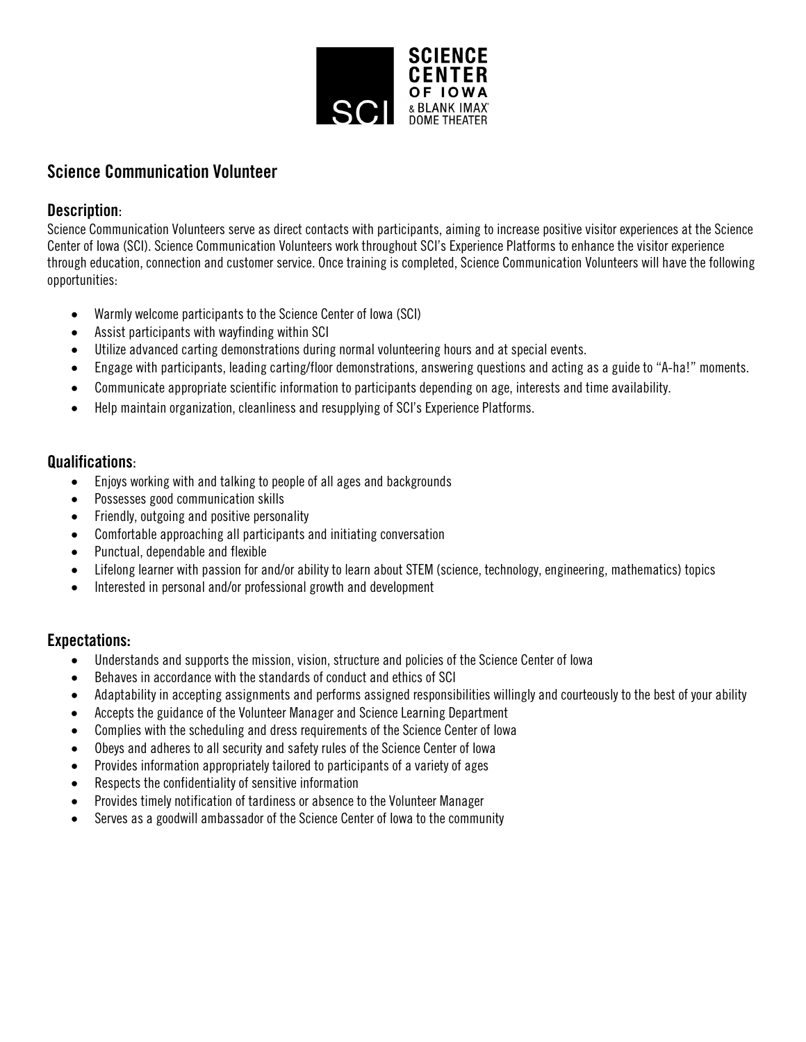# Science Communication Volunteer

## Description:

Science Communication Volunteers serve as direct contacts with participants, aiming to increase positive visitor experiences at the Science Center of Iowa (SCI). Science Communication Volunteers work throughout SCI's Experience Platforms to enhance the visitor experience through education, connection and customer service. Once training is completed, Science Communication Volunteers will have the following opportunities:

- Warmly welcome participants to the Science Center of Iowa (SCI)
- Assist participants with wayfinding within SCI
- Utilize advanced carting demonstrations during normal volunteering hours and at special events.
- Engage with participants, leading carting/floor demonstrations, answering questions and acting as a guide to "A-ha!" moments.
- Communicate appropriate scientific information to participants depending on age, interests and time availability.
- Help maintain organization, cleanliness and resupplying of SCI's Experience Platforms.

## Qualifications:

- Enjoys working with and talking to people of all ages and backgrounds
- Possesses good communication skills
- Friendly, outgoing and positive personality
- Comfortable approaching all participants and initiating conversation
- Punctual, dependable and flexible
- Lifelong learner with passion for and/or ability to learn about STEM (science, technology, engineering, mathematics) topics
- Interested in personal and/or professional growth and development

## Expectations:

- Understands and supports the mission, vision, structure and policies of the Science Center of Iowa
- Behaves in accordance with the standards of conduct and ethics of SCI
- Adaptability in accepting assignments and performs assigned responsibilities willingly and courteously to the best of your ability
- Accepts the guidance of the Volunteer Manager and Science Learning Department
- Complies with the scheduling and dress requirements of the Science Center of Iowa
- Obeys and adheres to all security and safety rules of the Science Center of Iowa
- Provides information appropriately tailored to participants of a variety of ages
- Respects the confidentiality of sensitive information
- Provides timely notification of tardiness or absence to the Volunteer Manager
- Serves as a goodwill ambassador of the Science Center of Iowa to the community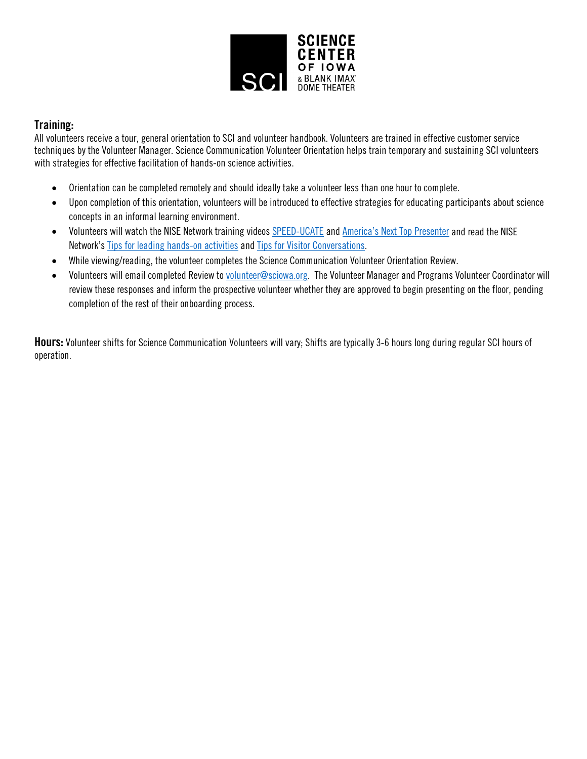## Training:

All volunteers receive a tour, general orientation to SCI and volunteer handbook. Volunteers are trained in effective customer service techniques by the Volunteer Manager. Science Communication Volunteer Orientation helps train temporary and sustaining SCI volunteers with strategies for effective facilitation of hands-on science activities.

- Orientation can be completed remotely and should ideally take a volunteer less than one hour to complete.
- Upon completion of this orientation, volunteers will be introduced to effective strategies for educating participants about science concepts in an informal learning environment.
- Volunteers will watch the NISE Network training videos SPEED-UCATE and America's Next Top Presenter and read the NISE Network's Tips for leading hands-on activities and Tips for Visitor Conversations.
- While viewing/reading, the volunteer completes the Science Communication Volunteer Orientation Review.
- Volunteers will email completed Review to volunteer@sciowa.org. The Volunteer Manager and Programs Volunteer Coordinator will review these responses and inform the prospective volunteer whether they are approved to begin presenting on the floor, pending completion of the rest of their onboarding process.

**Hours:** Volunteer shifts for Science Communication Volunteers will vary; Shifts are typically 3-6 hours long during regular SCI hours of operation.